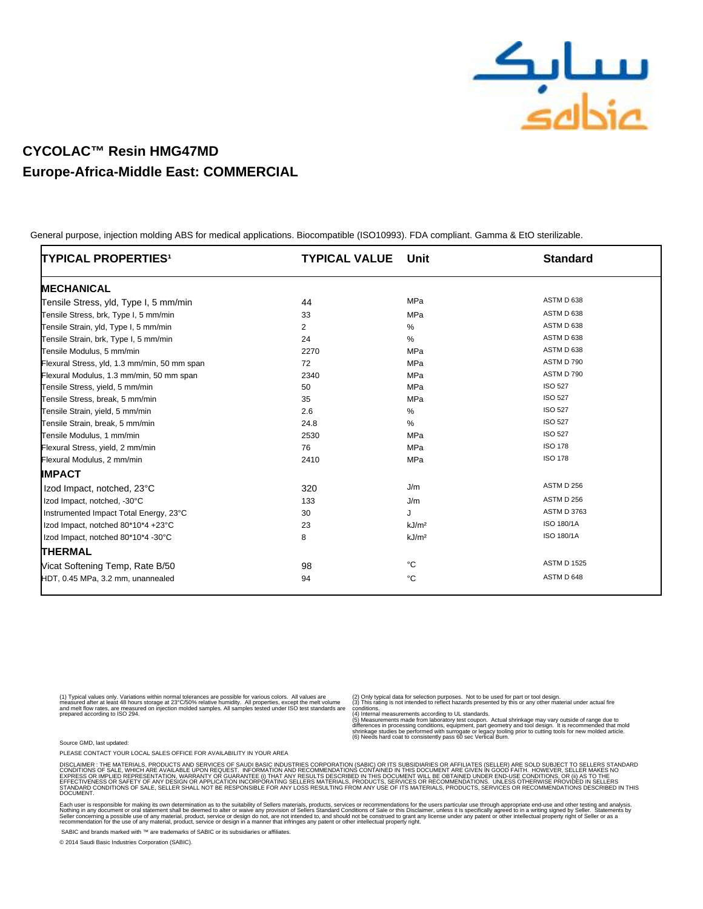# CYCOLAC™ Resin HMG47MD

## Europe-Africa-Middle East: COMMERCIAL

General purpose, injection molding ABS for medical applications. Biocompatible (ISO10993). FDA compliant. Gamma & EtO sterilizable.

| TYPICAL PROPERTIES[1] | TYPICAL VALUE | Unit | Standard |
|---|---|---|---|
| **MECHANICAL** | | | |
| Tensile Stress, yld, Type I, 5 mm/min | 44 | MPa | ASTM D 638 |
| Tensile Stress, brk, Type I, 5 mm/min | 33 | MPa | ASTM D 638 |
| Tensile Strain, yld, Type I, 5 mm/min | 2 | % | ASTM D 638 |
| Tensile Strain, brk, Type I, 5 mm/min | 24 | % | ASTM D 638 |
| Tensile Modulus, 5 mm/min | 2270 | MPa | ASTM D 638 |
| Flexural Stress, yld, 1.3 mm/min, 50 mm span | 72 | MPa | ASTM D 790 |
| Flexural Modulus, 1.3 mm/min, 50 mm span | 2340 | MPa | ASTM D 790 |
| Tensile Stress, yield, 5 mm/min | 50 | MPa | ISO 527 |
| Tensile Stress, break, 5 mm/min | 35 | MPa | ISO 527 |
| Tensile Strain, yield, 5 mm/min | 2.6 | % | ISO 527 |
| Tensile Strain, break, 5 mm/min | 24.8 | % | ISO 527 |
| Tensile Modulus, 1 mm/min | 2530 | MPa | ISO 527 |
| Flexural Stress, yield, 2 mm/min | 76 | MPa | ISO 178 |
| Flexural Modulus, 2 mm/min | 2410 | MPa | ISO 178 |
| **IMPACT** | | | |
| Izod Impact, notched, 23°C | 320 | J/m | ASTM D 256 |
| Izod Impact, notched, -30°C | 133 | J/m | ASTM D 256 |
| Instrumented Impact Total Energy, 23°C | 30 | J | ASTM D 3763 |
| Izod Impact, notched 80*10*4 +23°C | 23 | kJ/m² | ISO 180/1A |
| Izod Impact, notched 80*10*4 -30°C | 8 | kJ/m² | ISO 180/1A |
| **THERMAL** | | | |
| Vicat Softening Temp, Rate B/50 | 98 | °C | ASTM D 1525 |
| HDT, 0.45 MPa, 3.2 mm, unannealed | 94 | °C | ASTM D 648 |

(1) Typical values only. Variations within normal tolerances are possible for various colors. All values are measured after at least 48 hours storage at 23°C/50% relative humidity. All properties, except the melt volume and melt flow rates, are measured on injection molded samples. All samples tested under ISO test standards are prepared according to ISO 294.

(2) Only typical data for selection purposes. Not to be used for part or tool design.
(3) This rating is not intended to reflect hazards presented by this or any other material under actual fire conditions.
(4) Internal measurements according to UL standards.
(5) Measurements made from laboratory test coupon. Actual shrinkage may vary outside of range due to differences in processing conditions, equipment, part geometry and tool design. It is recommended that mold shrinkage studies be performed with surrogate or legacy tooling prior to cutting tools for new molded article.
(6) Needs hard coat to consistently pass 60 sec Vertical Burn.

Source GMD, last updated:

PLEASE CONTACT YOUR LOCAL SALES OFFICE FOR AVAILABILITY IN YOUR AREA

DISCLAIMER : THE MATERIALS, PRODUCTS AND SERVICES OF SAUDI BASIC INDUSTRIES CORPORATION (SABIC) OR ITS SUBSIDIARIES OR AFFILIATES (SELLER) ARE SOLD SUBJECT TO SELLERS STANDARD CONDITIONS OF SALE, WHICH ARE AVAILABLE UPON REQUEST. INFORMATION AND RECOMMENDATIONS CONTAINED IN THIS DOCUMENT ARE GIVEN IN GOOD FAITH. HOWEVER, SELLER MAKES NO EXPRESS OR IMPLIED REPRESENTATION, WARRANTY OR GUARANTEE (i) THAT ANY RESULTS DESCRIBED IN THIS DOCUMENT WILL BE OBTAINED UNDER END-USE CONDITIONS, OR (ii) AS TO THE EFFECTIVENESS OR SAFETY OF ANY DESIGN OR APPLICATION INCORPORATING SELLERS MATERIALS, PRODUCTS, SERVICES OR RECOMMENDATIONS. UNLESS OTHERWISE PROVIDED IN SELLERS STANDARD CONDITIONS OF SALE, SELLER SHALL NOT BE RESPONSIBLE FOR ANY LOSS RESULTING FROM ANY USE OF ITS MATERIALS, PRODUCTS, SERVICES OR RECOMMENDATIONS DESCRIBED IN THIS DOCUMENT.

Each user is responsible for making its own determination as to the suitability of Sellers materials, products, services or recommendations for the users particular use through appropriate end-use and other testing and analysis. Nothing in any document or oral statement shall be deemed to alter or waive any provision of Sellers Standard Conditions of Sale or this Disclaimer, unless it is specifically agreed to in a writing signed by Seller. Statements by Seller concerning a possible use of any material, product, service or design do not, are not intended to, and should not be construed to grant any license under any patent or other intellectual property right of Seller or as a recommendation for the use of any material, product, service or design in a manner that infringes any patent or other intellectual property right.

SABIC and brands marked with ™ are trademarks of SABIC or its subsidiaries or affiliates.

© 2014 Saudi Basic Industries Corporation (SABIC).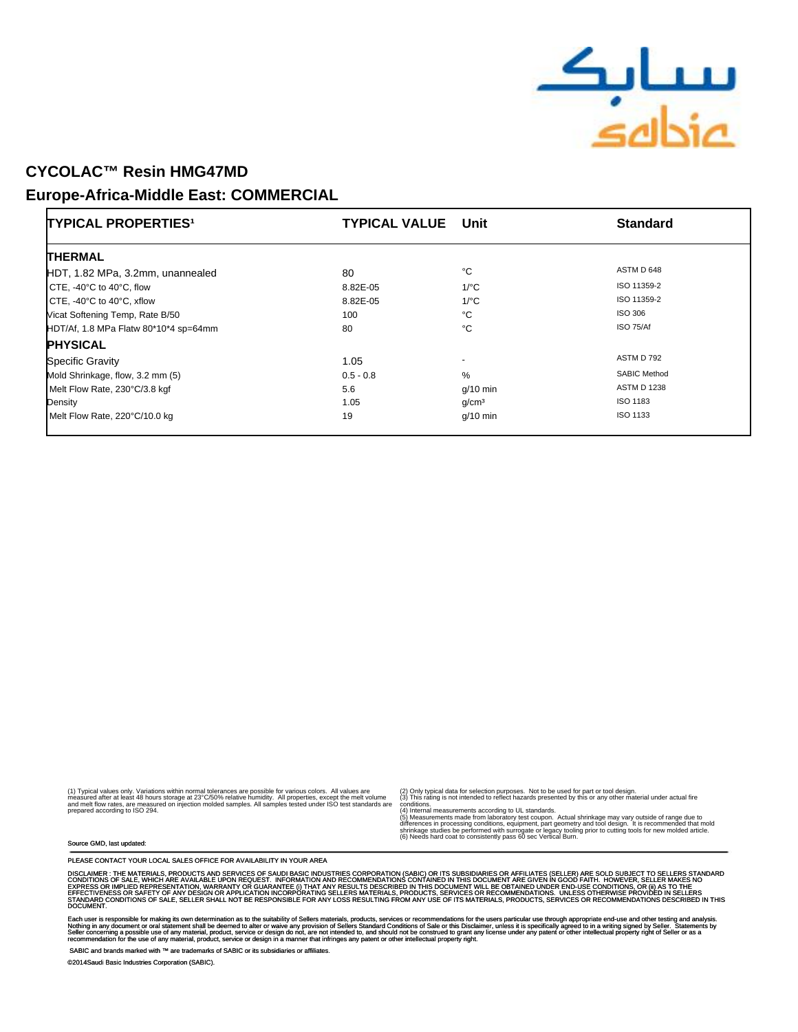# CYCOLAC™ Resin HMG47MD

## Europe-Africa-Middle East: COMMERCIAL

| TYPICAL PROPERTIES[1] | TYPICAL VALUE | Unit | Standard |
|---|---|---|---|
| **THERMAL** | | | |
| HDT, 1.82 MPa, 3.2mm, unannealed | 80 | °C | ASTM D 648 |
| CTE, -40°C to 40°C, flow | 8.82E-05 | 1/°C | ISO 11359-2 |
| CTE, -40°C to 40°C, xflow | 8.82E-05 | 1/°C | ISO 11359-2 |
| Vicat Softening Temp, Rate B/50 | 100 | °C | ISO 306 |
| HDT/Af, 1.8 MPa Flatw 80*10*4 sp=64mm | 80 | °C | ISO 75/Af |
| **PHYSICAL** | | | |
| Specific Gravity | 1.05 | - | ASTM D 792 |
| Mold Shrinkage, flow, 3.2 mm (5) | 0.5 - 0.8 | % | SABIC Method |
| Melt Flow Rate, 230°C/3.8 kgf | 5.6 | g/10 min | ASTM D 1238 |
| Density | 1.05 | g/cm³ | ISO 1183 |
| Melt Flow Rate, 220°C/10.0 kg | 19 | g/10 min | ISO 1133 |

(1) Typical values only. Variations within normal tolerances are possible for various colors. All values are measured after at least 48 hours storage at 23°C/50% relative humidity. All properties, except the melt volume and melt flow rates, are measured on injection molded samples. All samples tested under ISO test standards are prepared according to ISO 294.

(2) Only typical data for selection purposes. Not to be used for part or tool design.
(3) This rating is not intended to reflect hazards presented by this or any other material under actual fire conditions.
(4) Internal measurements according to UL standards.
(5) Measurements made from laboratory test coupon. Actual shrinkage may vary outside of range due to differences in processing conditions, equipment, part geometry and tool design. It is recommended that mold shrinkage studies be performed with surrogate or legacy tooling prior to cutting tools for new molded article.
(6) Needs hard coat to consistently pass 60 sec Vertical Burn.

Source GMD, last updated:

PLEASE CONTACT YOUR LOCAL SALES OFFICE FOR AVAILABILITY IN YOUR AREA

DISCLAIMER : THE MATERIALS, PRODUCTS AND SERVICES OF SAUDI BASIC INDUSTRIES CORPORATION (SABIC) OR ITS SUBSIDIARIES OR AFFILIATES (SELLER) ARE SOLD SUBJECT TO SELLERS STANDARD CONDITIONS OF SALE, WHICH ARE AVAILABLE UPON REQUEST. INFORMATION AND RECOMMENDATIONS CONTAINED IN THIS DOCUMENT ARE GIVEN IN GOOD FAITH. HOWEVER, SELLER MAKES NO EXPRESS OR IMPLIED REPRESENTATION, WARRANTY OR GUARANTEE (i) THAT ANY RESULTS DESCRIBED IN THIS DOCUMENT WILL BE OBTAINED UNDER END-USE CONDITIONS, OR (ii) AS TO THE EFFECTIVENESS OR SAFETY OF ANY DESIGN OR APPLICATION INCORPORATING SELLERS MATERIALS, PRODUCTS, SERVICES OR RECOMMENDATIONS. UNLESS OTHERWISE PROVIDED IN SELLERS STANDARD CONDITIONS OF SALE, SELLER SHALL NOT BE RESPONSIBLE FOR ANY LOSS RESULTING FROM ANY USE OF ITS MATERIALS, PRODUCTS, SERVICES OR RECOMMENDATIONS DESCRIBED IN THIS DOCUMENT.

Each user is responsible for making its own determination as to the suitability of Sellers materials, products, services or recommendations for the users particular use through appropriate end-use and other testing and analysis. Nothing in any document or oral statement shall be deemed to alter or waive any provision of Sellers Standard Conditions of Sale or this Disclaimer, unless it is specifically agreed to in a writing signed by Seller. Statements by Seller concerning a possible use of any material, product, service or design do not, are not intended to, and should not be construed to grant any license under any patent or other intellectual property right of Seller or as a recommendation for the use of any material, product, service or design in a manner that infringes any patent or other intellectual property right.

SABIC and brands marked with ™ are trademarks of SABIC or its subsidiaries or affiliates.

©2014Saudi Basic Industries Corporation (SABIC).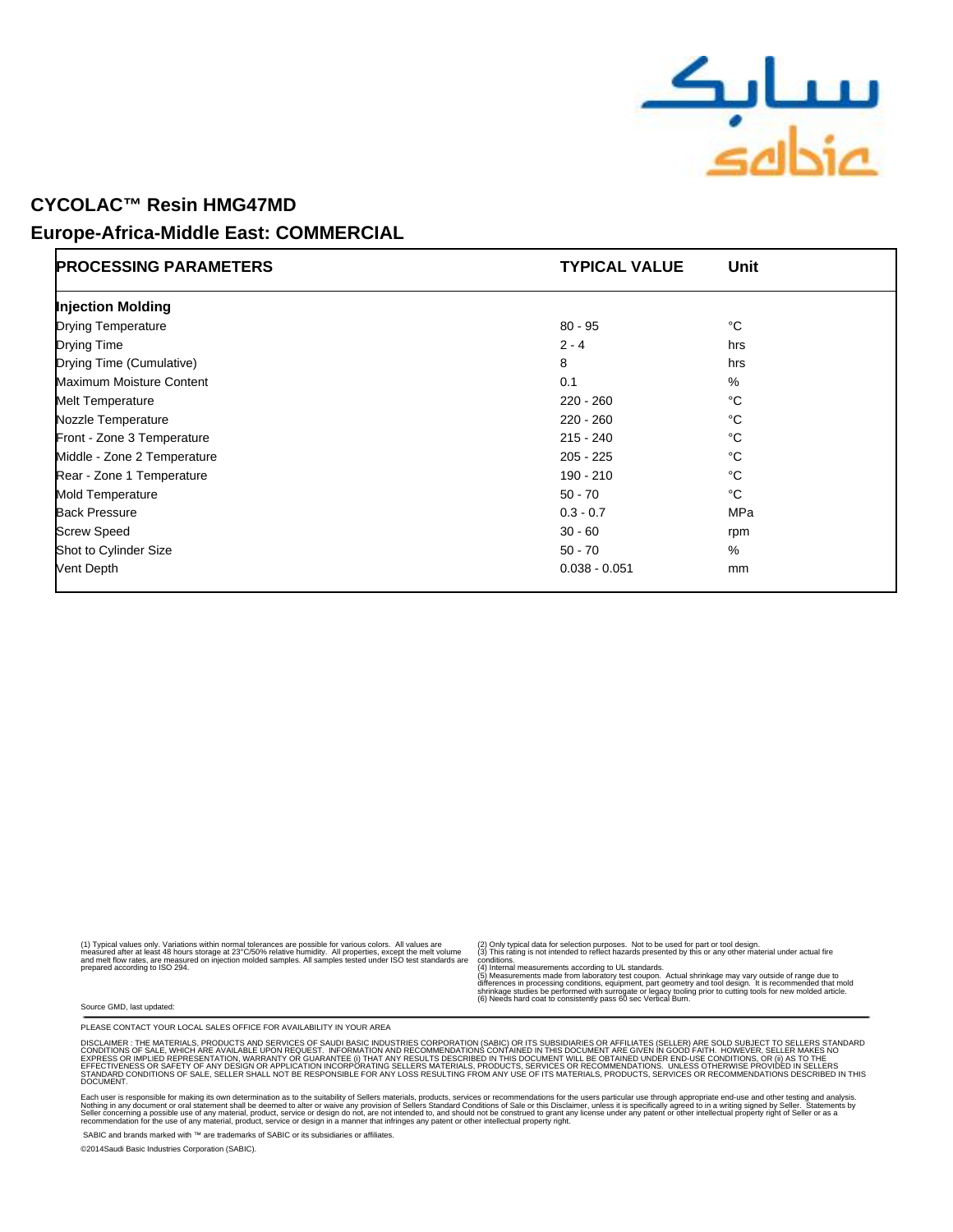## CYCOLAC™ Resin HMG47MD

## Europe-Africa-Middle East: COMMERCIAL

| PROCESSING PARAMETERS | TYPICAL VALUE | Unit |
|---|---|---|
| **Injection Molding** | | |
| Drying Temperature | 80 - 95 | °C |
| Drying Time | 2 - 4 | hrs |
| Drying Time (Cumulative) | 8 | hrs |
| Maximum Moisture Content | 0.1 | % |
| Melt Temperature | 220 - 260 | °C |
| Nozzle Temperature | 220 - 260 | °C |
| Front - Zone 3 Temperature | 215 - 240 | °C |
| Middle - Zone 2 Temperature | 205 - 225 | °C |
| Rear - Zone 1 Temperature | 190 - 210 | °C |
| Mold Temperature | 50 - 70 | °C |
| Back Pressure | 0.3 - 0.7 | MPa |
| Screw Speed | 30 - 60 | rpm |
| Shot to Cylinder Size | 50 - 70 | % |
| Vent Depth | 0.038 - 0.051 | mm |

(1) Typical values only. Variations within normal tolerances are possible for various colors. All values are measured after at least 48 hours storage at 23°C/50% relative humidity. All properties, except the melt volume and melt flow rates, are measured on injection molded samples. All samples tested under ISO test standards are prepared according to ISO 294.

(2) Only typical data for selection purposes. Not to be used for part or tool design.
(3) This rating is not intended to reflect hazards presented by this or any other material under actual fire conditions.
(4) Internal measurements according to UL standards.
(5) Measurements made from laboratory test coupon. Actual shrinkage may vary outside of range due to differences in processing conditions, equipment, part geometry and tool design. It is recommended that mold shrinkage studies be performed with surrogate or legacy tooling prior to cutting tools for new molded article.
(6) Needs hard coat to consistently pass 60 sec Vertical Burn.

Source GMD, last updated:

PLEASE CONTACT YOUR LOCAL SALES OFFICE FOR AVAILABILITY IN YOUR AREA

DISCLAIMER : THE MATERIALS, PRODUCTS AND SERVICES OF SAUDI BASIC INDUSTRIES CORPORATION (SABIC) OR ITS SUBSIDIARIES OR AFFILIATES (SELLER) ARE SOLD SUBJECT TO SELLERS STANDARD CONDITIONS OF SALE, WHICH ARE AVAILABLE UPON REQUEST. INFORMATION AND RECOMMENDATIONS CONTAINED IN THIS DOCUMENT ARE GIVEN IN GOOD FAITH. HOWEVER, SELLER MAKES NO EXPRESS OR IMPLIED REPRESENTATION, WARRANTY OR GUARANTEE (i) THAT ANY RESULTS DESCRIBED IN THIS DOCUMENT WILL BE OBTAINED UNDER END-USE CONDITIONS, OR (ii) AS TO THE EFFECTIVENESS OR SAFETY OF ANY DESIGN OR APPLICATION INCORPORATING SELLERS MATERIALS, PRODUCTS, SERVICES OR RECOMMENDATIONS. UNLESS OTHERWISE PROVIDED IN SELLERS STANDARD CONDITIONS OF SALE, SELLER SHALL NOT BE RESPONSIBLE FOR ANY LOSS RESULTING FROM ANY USE OF ITS MATERIALS, PRODUCTS, SERVICES OR RECOMMENDATIONS DESCRIBED IN THIS DOCUMENT.

Each user is responsible for making its own determination as to the suitability of Sellers materials, products, services or recommendations for the users particular use through appropriate end-use and other testing and analysis. Nothing in any document or oral statement shall be deemed to alter or waive any provision of Sellers Standard Conditions of Sale or this Disclaimer, unless it is specifically agreed to in a writing signed by Seller. Statements by Seller concerning a possible use of any material, product, service or design do not, are not intended to, and should not be construed to grant any license under any patent or other intellectual property right of Seller or as a recommendation for the use of any material, product, service or design in a manner that infringes any patent or other intellectual property right.

SABIC and brands marked with ™ are trademarks of SABIC or its subsidiaries or affiliates.

©2014Saudi Basic Industries Corporation (SABIC).